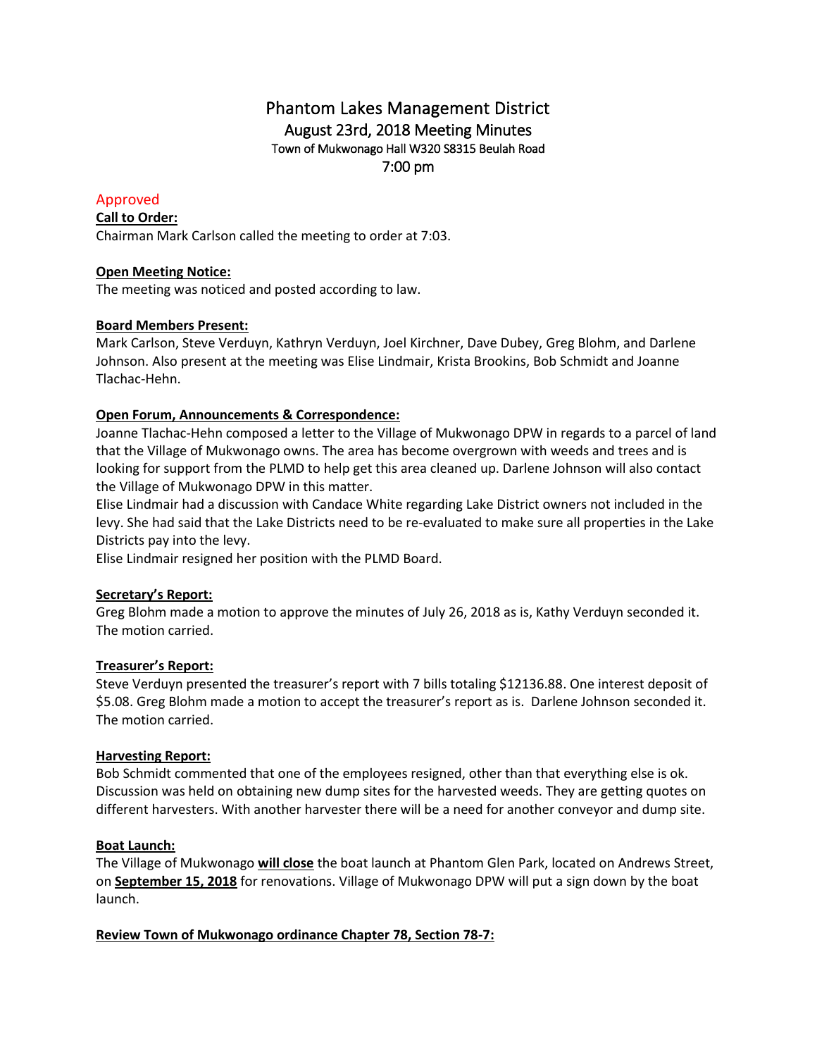# Phantom Lakes Management District

## August 23rd, 2018 Meeting Minutes

Town of Mukwonago Hall W320 S8315 Beulah Road

7:00 pm

Approved

**Call to Order:**

Chairman Mark Carlson called the meeting to order at 7:03.

**Open Meeting Notice:**

The meeting was noticed and posted according to law.

**Board Members Present:**

Mark Carlson, Steve Verduyn, Kathryn Verduyn, Joel Kirchner, Dave Dubey, Greg Blohm, and Darlene Johnson. Also present at the meeting was Elise Lindmair, Krista Brookins, Bob Schmidt and Joanne Tlachac-Hehn.

**Open Forum, Announcements & Correspondence:**

Joanne Tlachac-Hehn composed a letter to the Village of Mukwonago DPW in regards to a parcel of land that the Village of Mukwonago owns. The area has become overgrown with weeds and trees and is looking for support from the PLMD to help get this area cleaned up. Darlene Johnson will also contact the Village of Mukwonago DPW in this matter.

Elise Lindmair had a discussion with Candace White regarding Lake District owners not included in the levy. She had said that the Lake Districts need to be re-evaluated to make sure all properties in the Lake Districts pay into the levy.

Elise Lindmair resigned her position with the PLMD Board.

**Secretary's Report:**

Greg Blohm made a motion to approve the minutes of July 26, 2018 as is, Kathy Verduyn seconded it. The motion carried.

**Treasurer's Report:**

Steve Verduyn presented the treasurer's report with 7 bills totaling $12136.88. One interest deposit of $5.08. Greg Blohm made a motion to accept the treasurer's report as is. Darlene Johnson seconded it. The motion carried.

**Harvesting Report:**

Bob Schmidt commented that one of the employees resigned, other than that everything else is ok. Discussion was held on obtaining new dump sites for the harvested weeds. They are getting quotes on different harvesters. With another harvester there will be a need for another conveyor and dump site.

**Boat Launch:**

The Village of Mukwonago **will close** the boat launch at Phantom Glen Park, located on Andrews Street, on **September 15, 2018** for renovations. Village of Mukwonago DPW will put a sign down by the boat launch.

**Review Town of Mukwonago ordinance Chapter 78, Section 78-7:**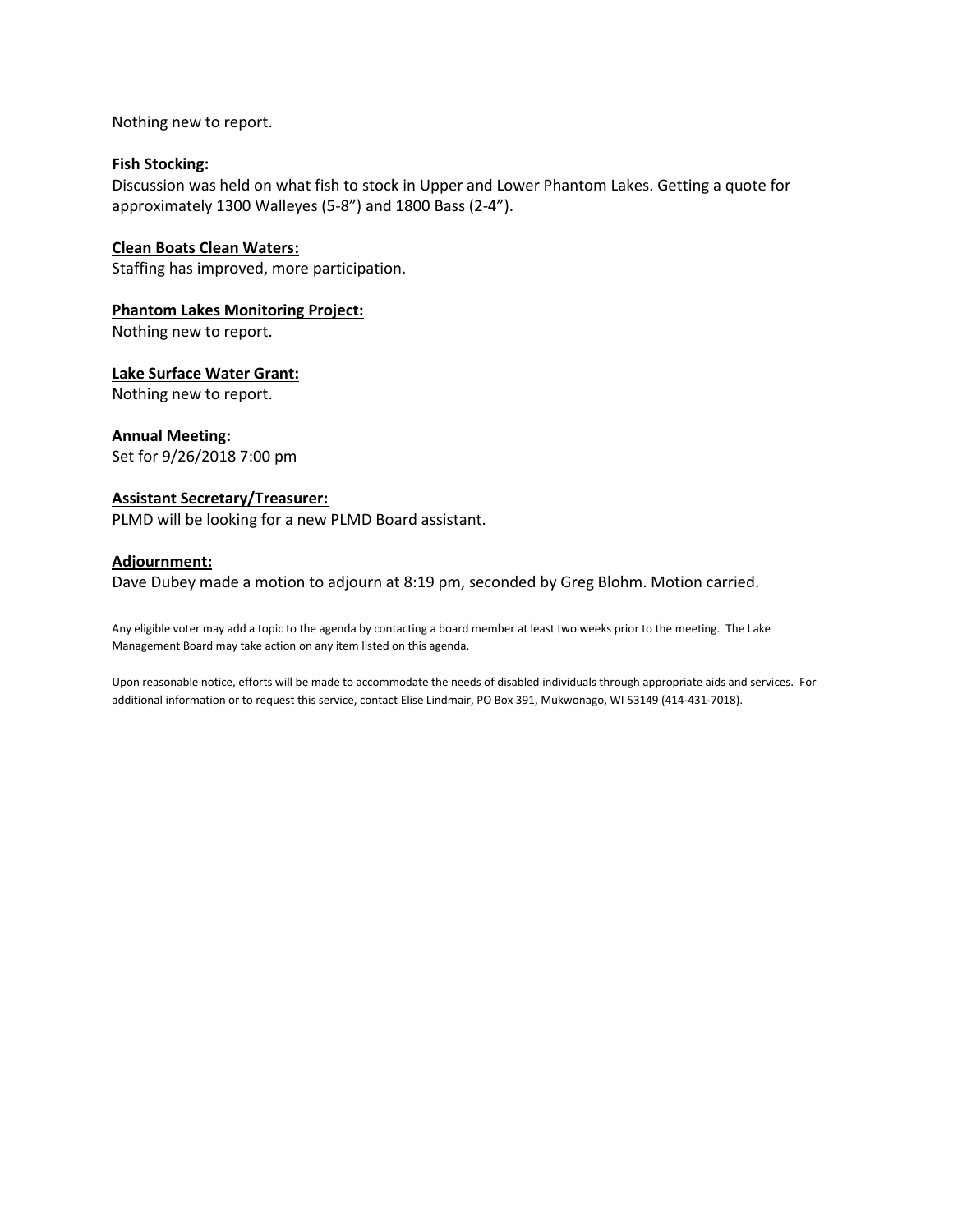Nothing new to report.

**Fish Stocking:**

Discussion was held on what fish to stock in Upper and Lower Phantom Lakes. Getting a quote for approximately 1300 Walleyes (5-8") and 1800 Bass (2-4").

**Clean Boats Clean Waters:**

Staffing has improved, more participation.

**Phantom Lakes Monitoring Project:**

Nothing new to report.

**Lake Surface Water Grant:**

Nothing new to report.

**Annual Meeting:**

Set for 9/26/2018 7:00 pm

**Assistant Secretary/Treasurer:**

PLMD will be looking for a new PLMD Board assistant.

**Adjournment:**

Dave Dubey made a motion to adjourn at 8:19 pm, seconded by Greg Blohm. Motion carried.

Any eligible voter may add a topic to the agenda by contacting a board member at least two weeks prior to the meeting. The Lake Management Board may take action on any item listed on this agenda.

Upon reasonable notice, efforts will be made to accommodate the needs of disabled individuals through appropriate aids and services. For additional information or to request this service, contact Elise Lindmair, PO Box 391, Mukwonago, WI 53149 (414-431-7018).